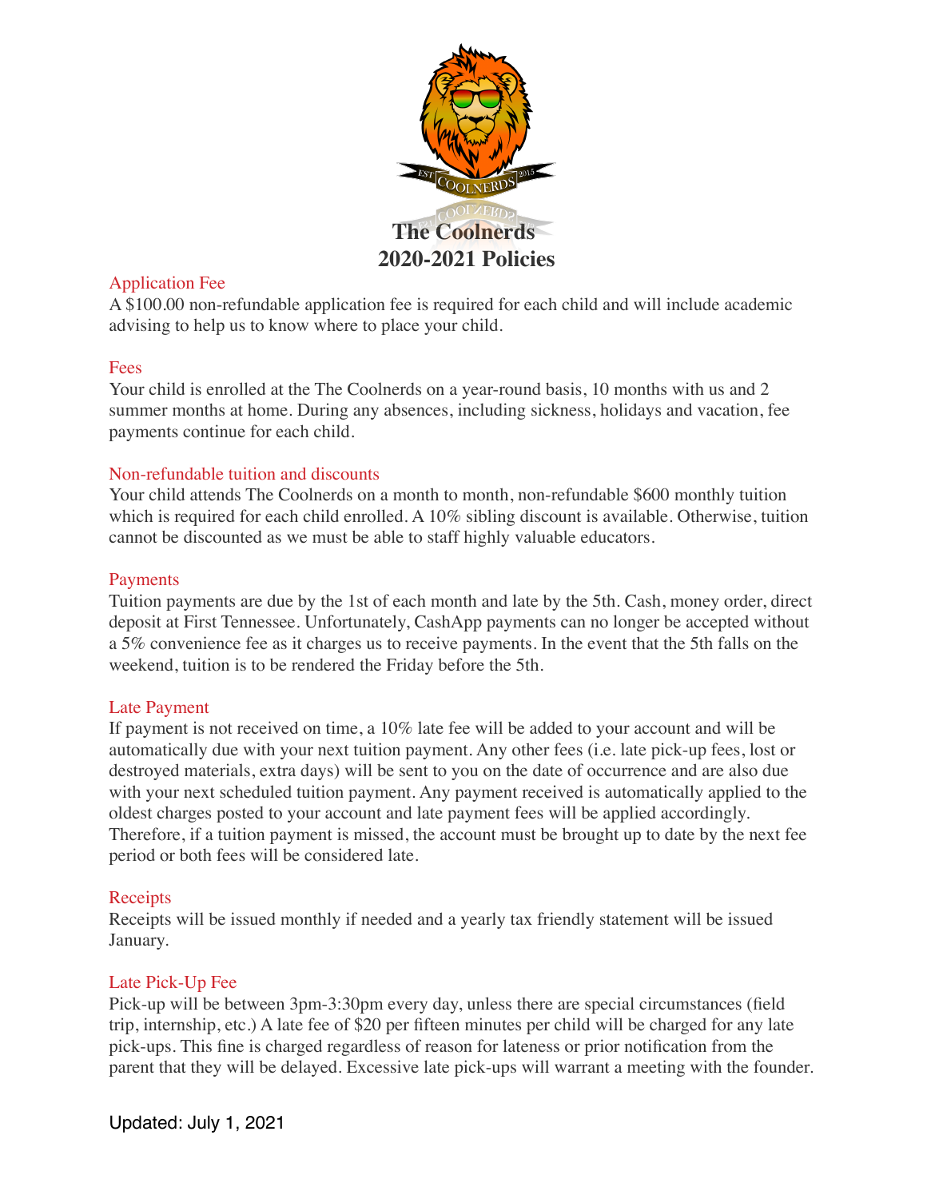# The Coolnerds
# 2020-2021 Policies

## Application Fee

A $100.00 non-refundable application fee is required for each child and will include academic advising to help us to know where to place your child.

## Fees

Your child is enrolled at the The Coolnerds on a year-round basis, 10 months with us and 2 summer months at home. During any absences, including sickness, holidays and vacation, fee payments continue for each child.

## Non-refundable tuition and discounts

Your child attends The Coolnerds on a month to month, non-refundable $600 monthly tuition which is required for each child enrolled. A 10% sibling discount is available. Otherwise, tuition cannot be discounted as we must be able to staff highly valuable educators.

## Payments

Tuition payments are due by the 1st of each month and late by the 5th. Cash, money order, direct deposit at First Tennessee. Unfortunately, CashApp payments can no longer be accepted without a 5% convenience fee as it charges us to receive payments. In the event that the 5th falls on the weekend, tuition is to be rendered the Friday before the 5th.

## Late Payment

If payment is not received on time, a 10% late fee will be added to your account and will be automatically due with your next tuition payment. Any other fees (i.e. late pick-up fees, lost or destroyed materials, extra days) will be sent to you on the date of occurrence and are also due with your next scheduled tuition payment. Any payment received is automatically applied to the oldest charges posted to your account and late payment fees will be applied accordingly. Therefore, if a tuition payment is missed, the account must be brought up to date by the next fee period or both fees will be considered late.

## Receipts

Receipts will be issued monthly if needed and a yearly tax friendly statement will be issued January.

## Late Pick-Up Fee

Pick-up will be between 3pm-3:30pm every day, unless there are special circumstances (field trip, internship, etc.) A late fee of $20 per fifteen minutes per child will be charged for any late pick-ups. This fine is charged regardless of reason for lateness or prior notification from the parent that they will be delayed. Excessive late pick-ups will warrant a meeting with the founder.

Updated: July 1, 2021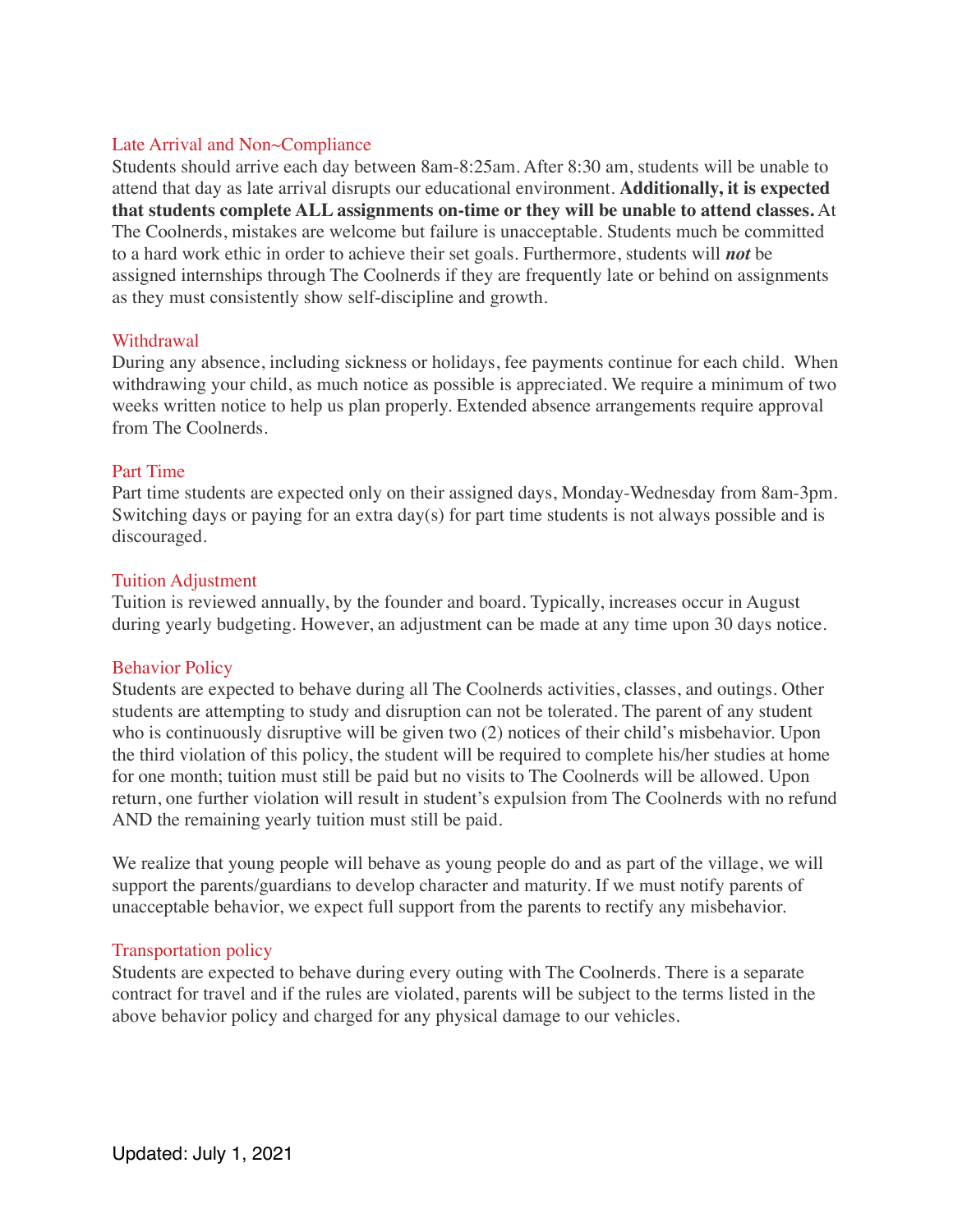## Late Arrival and Non~Compliance

Students should arrive each day between 8am-8:25am. After 8:30 am, students will be unable to attend that day as late arrival disrupts our educational environment. **Additionally, it is expected that students complete ALL assignments on-time or they will be unable to attend classes.** At The Coolnerds, mistakes are welcome but failure is unacceptable. Students much be committed to a hard work ethic in order to achieve their set goals. Furthermore, students will ***not*** be assigned internships through The Coolnerds if they are frequently late or behind on assignments as they must consistently show self-discipline and growth.

## Withdrawal

During any absence, including sickness or holidays, fee payments continue for each child. When withdrawing your child, as much notice as possible is appreciated. We require a minimum of two weeks written notice to help us plan properly. Extended absence arrangements require approval from The Coolnerds.

## Part Time

Part time students are expected only on their assigned days, Monday-Wednesday from 8am-3pm. Switching days or paying for an extra day(s) for part time students is not always possible and is discouraged.

## Tuition Adjustment

Tuition is reviewed annually, by the founder and board. Typically, increases occur in August during yearly budgeting. However, an adjustment can be made at any time upon 30 days notice.

## Behavior Policy

Students are expected to behave during all The Coolnerds activities, classes, and outings. Other students are attempting to study and disruption can not be tolerated. The parent of any student who is continuously disruptive will be given two (2) notices of their child's misbehavior. Upon the third violation of this policy, the student will be required to complete his/her studies at home for one month; tuition must still be paid but no visits to The Coolnerds will be allowed. Upon return, one further violation will result in student's expulsion from The Coolnerds with no refund AND the remaining yearly tuition must still be paid.

We realize that young people will behave as young people do and as part of the village, we will support the parents/guardians to develop character and maturity. If we must notify parents of unacceptable behavior, we expect full support from the parents to rectify any misbehavior.

## Transportation policy

Students are expected to behave during every outing with The Coolnerds. There is a separate contract for travel and if the rules are violated, parents will be subject to the terms listed in the above behavior policy and charged for any physical damage to our vehicles.

Updated: July 1, 2021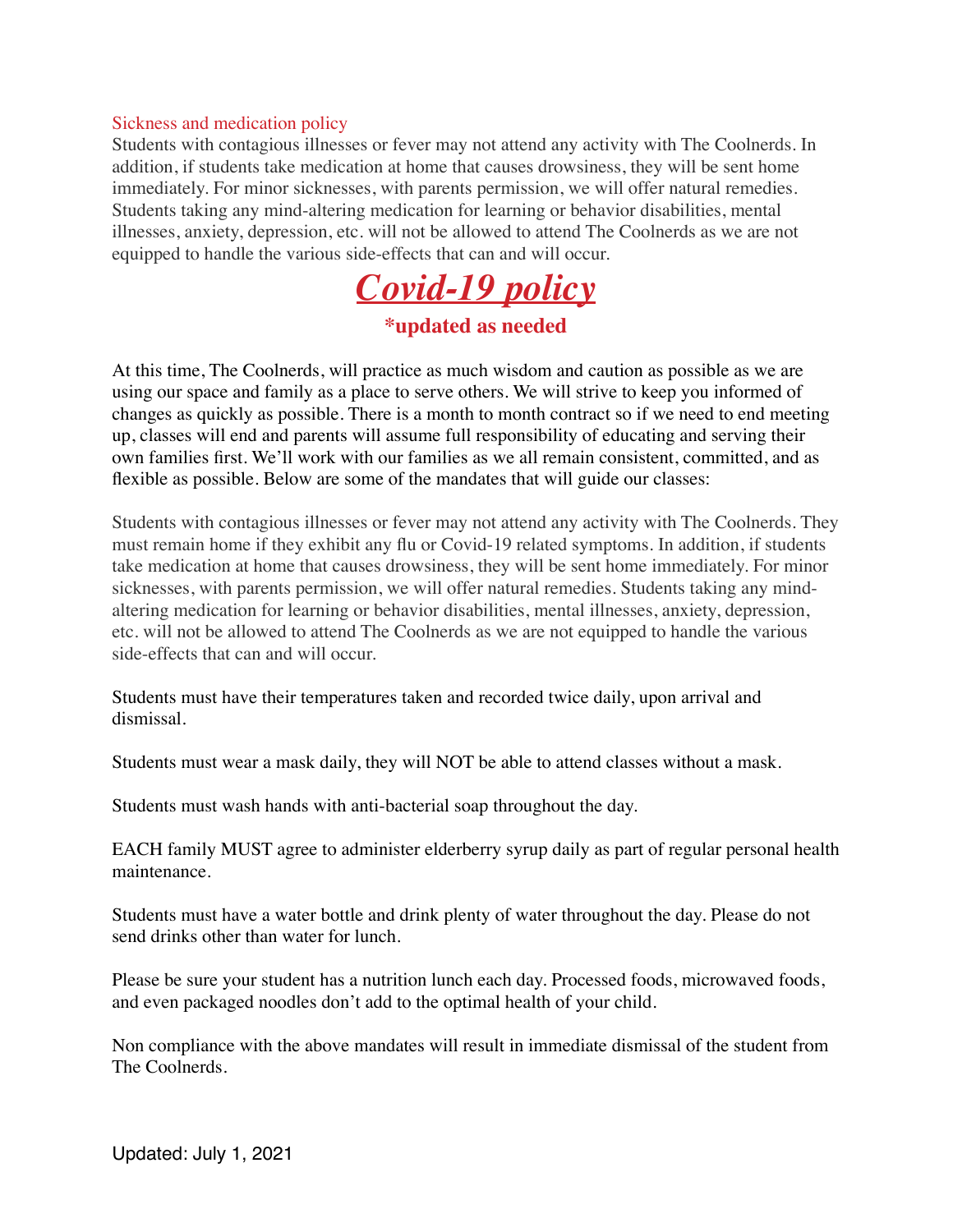## Sickness and medication policy

Students with contagious illnesses or fever may not attend any activity with The Coolnerds. In addition, if students take medication at home that causes drowsiness, they will be sent home immediately. For minor sicknesses, with parents permission, we will offer natural remedies. Students taking any mind-altering medication for learning or behavior disabilities, mental illnesses, anxiety, depression, etc. will not be allowed to attend The Coolnerds as we are not equipped to handle the various side-effects that can and will occur.

# ***Covid-19 policy***

**\*updated as needed**

At this time, The Coolnerds, will practice as much wisdom and caution as possible as we are using our space and family as a place to serve others. We will strive to keep you informed of changes as quickly as possible. There is a month to month contract so if we need to end meeting up, classes will end and parents will assume full responsibility of educating and serving their own families first. We'll work with our families as we all remain consistent, committed, and as flexible as possible. Below are some of the mandates that will guide our classes:

Students with contagious illnesses or fever may not attend any activity with The Coolnerds. They must remain home if they exhibit any flu or Covid-19 related symptoms. In addition, if students take medication at home that causes drowsiness, they will be sent home immediately. For minor sicknesses, with parents permission, we will offer natural remedies. Students taking any mind-altering medication for learning or behavior disabilities, mental illnesses, anxiety, depression, etc. will not be allowed to attend The Coolnerds as we are not equipped to handle the various side-effects that can and will occur.

Students must have their temperatures taken and recorded twice daily, upon arrival and dismissal.

Students must wear a mask daily, they will NOT be able to attend classes without a mask.

Students must wash hands with anti-bacterial soap throughout the day.

EACH family MUST agree to administer elderberry syrup daily as part of regular personal health maintenance.

Students must have a water bottle and drink plenty of water throughout the day. Please do not send drinks other than water for lunch.

Please be sure your student has a nutrition lunch each day. Processed foods, microwaved foods, and even packaged noodles don't add to the optimal health of your child.

Non compliance with the above mandates will result in immediate dismissal of the student from The Coolnerds.

Updated: July 1, 2021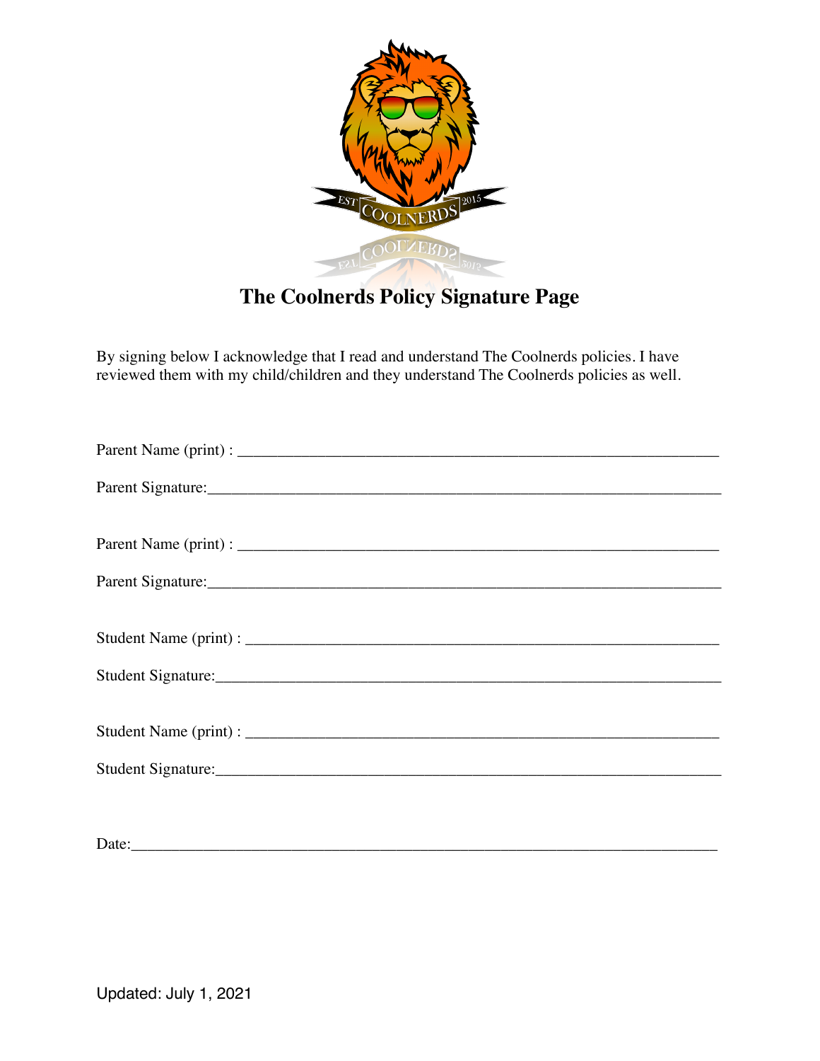# The Coolnerds Policy Signature Page

By signing below I acknowledge that I read and understand The Coolnerds policies. I have reviewed them with my child/children and they understand The Coolnerds policies as well.

Parent Name (print) : ___________________________________________________________

Parent Signature:_______________________________________________________________

Parent Name (print) : ___________________________________________________________

Parent Signature:_______________________________________________________________

Student Name (print) : __________________________________________________________

Student Signature:______________________________________________________________

Student Name (print) : __________________________________________________________

Student Signature:______________________________________________________________

Date:_______________________________________________________________________

Updated: July 1, 2021